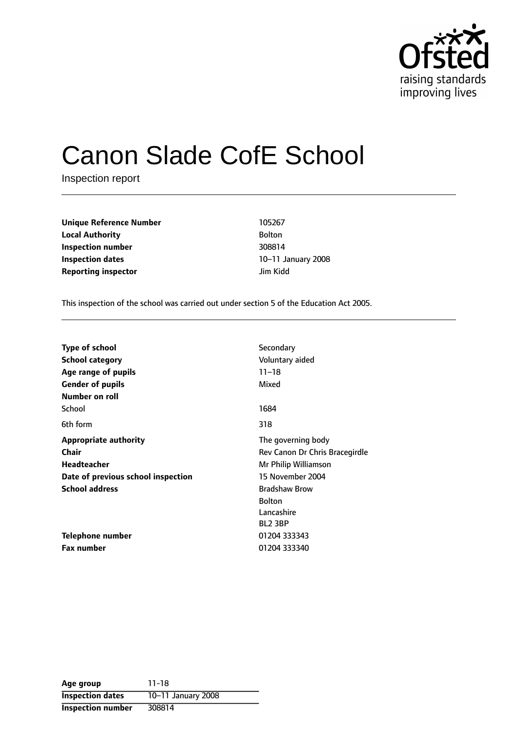Ofsted
raising standards
improving lives

# Canon Slade CofE School

Inspection report

| | |
|---|---|
| **Unique Reference Number** | 105267 |
| **Local Authority** | Bolton |
| **Inspection number** | 308814 |
| **Inspection dates** | 10–11 January 2008 |
| **Reporting inspector** | Jim Kidd |

This inspection of the school was carried out under section 5 of the Education Act 2005.

| | |
|---|---|
| **Type of school** | Secondary |
| **School category** | Voluntary aided |
| **Age range of pupils** | 11–18 |
| **Gender of pupils** | Mixed |
| **Number on roll** | |
| School | 1684 |
| 6th form | 318 |
| **Appropriate authority** | The governing body |
| **Chair** | Rev Canon Dr Chris Bracegirdle |
| **Headteacher** | Mr Philip Williamson |
| **Date of previous school inspection** | 15 November 2004 |
| **School address** | Bradshaw Brow<br>Bolton<br>Lancashire<br>BL2 3BP |
| **Telephone number** | 01204 333343 |
| **Fax number** | 01204 333340 |

| | |
|---|---|
| **Age group** | 11-18 |
| **Inspection dates** | 10–11 January 2008 |
| **Inspection number** | 308814 |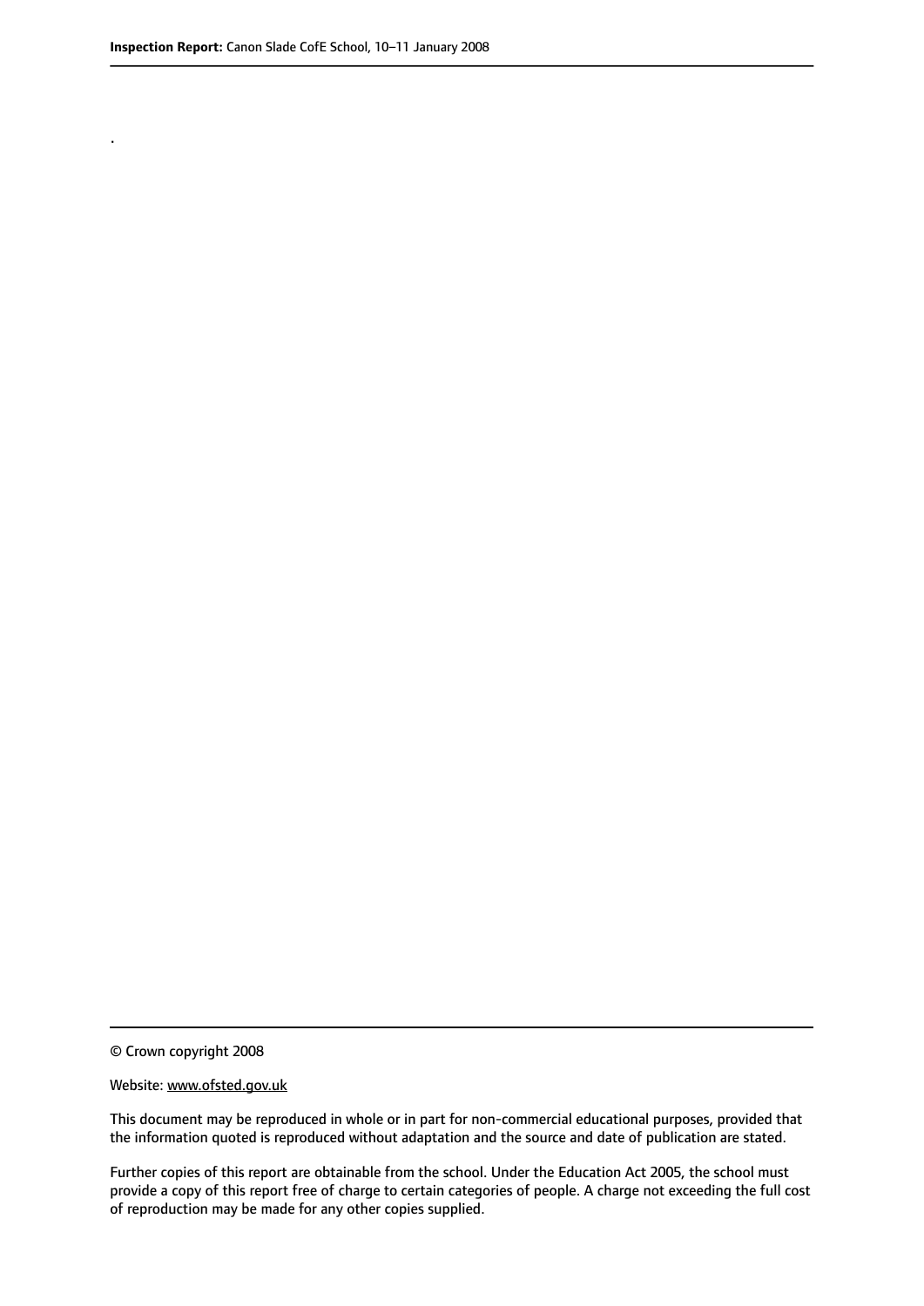.

© Crown copyright 2008

Website: www.ofsted.gov.uk

This document may be reproduced in whole or in part for non-commercial educational purposes, provided that the information quoted is reproduced without adaptation and the source and date of publication are stated.

Further copies of this report are obtainable from the school. Under the Education Act 2005, the school must provide a copy of this report free of charge to certain categories of people. A charge not exceeding the full cost of reproduction may be made for any other copies supplied.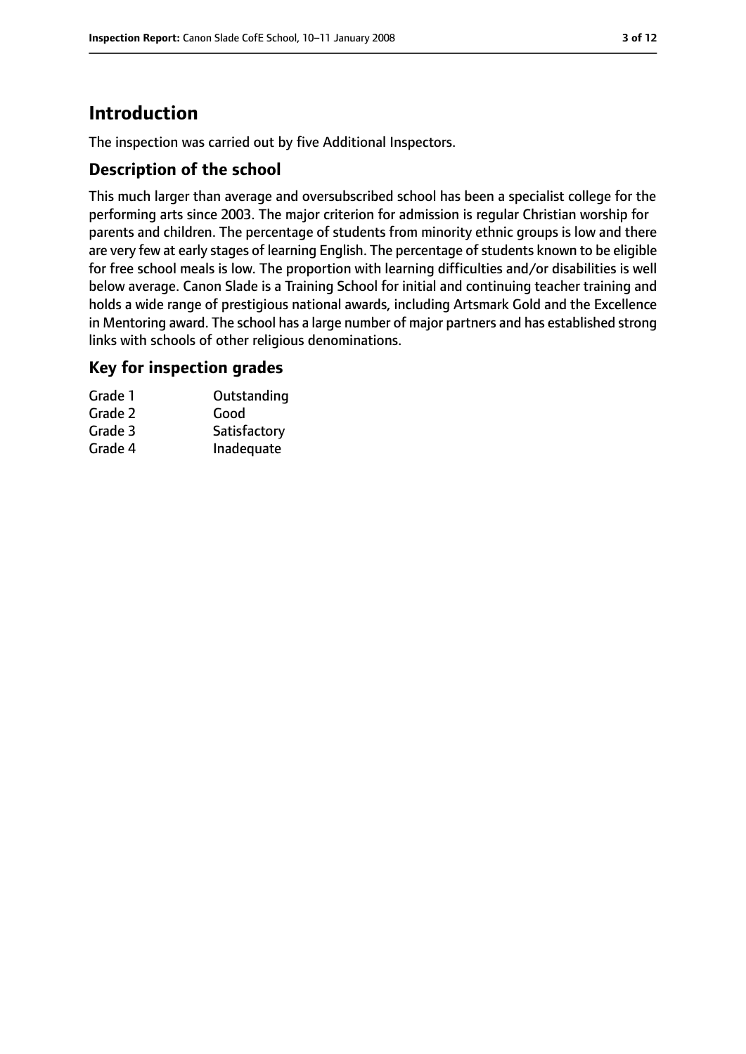# Introduction

The inspection was carried out by five Additional Inspectors.

## Description of the school

This much larger than average and oversubscribed school has been a specialist college for the performing arts since 2003. The major criterion for admission is regular Christian worship for parents and children. The percentage of students from minority ethnic groups is low and there are very few at early stages of learning English. The percentage of students known to be eligible for free school meals is low. The proportion with learning difficulties and/or disabilities is well below average. Canon Slade is a Training School for initial and continuing teacher training and holds a wide range of prestigious national awards, including Artsmark Gold and the Excellence in Mentoring award. The school has a large number of major partners and has established strong links with schools of other religious denominations.

## Key for inspection grades

| | |
|---|---|
| Grade 1 | Outstanding |
| Grade 2 | Good |
| Grade 3 | Satisfactory |
| Grade 4 | Inadequate |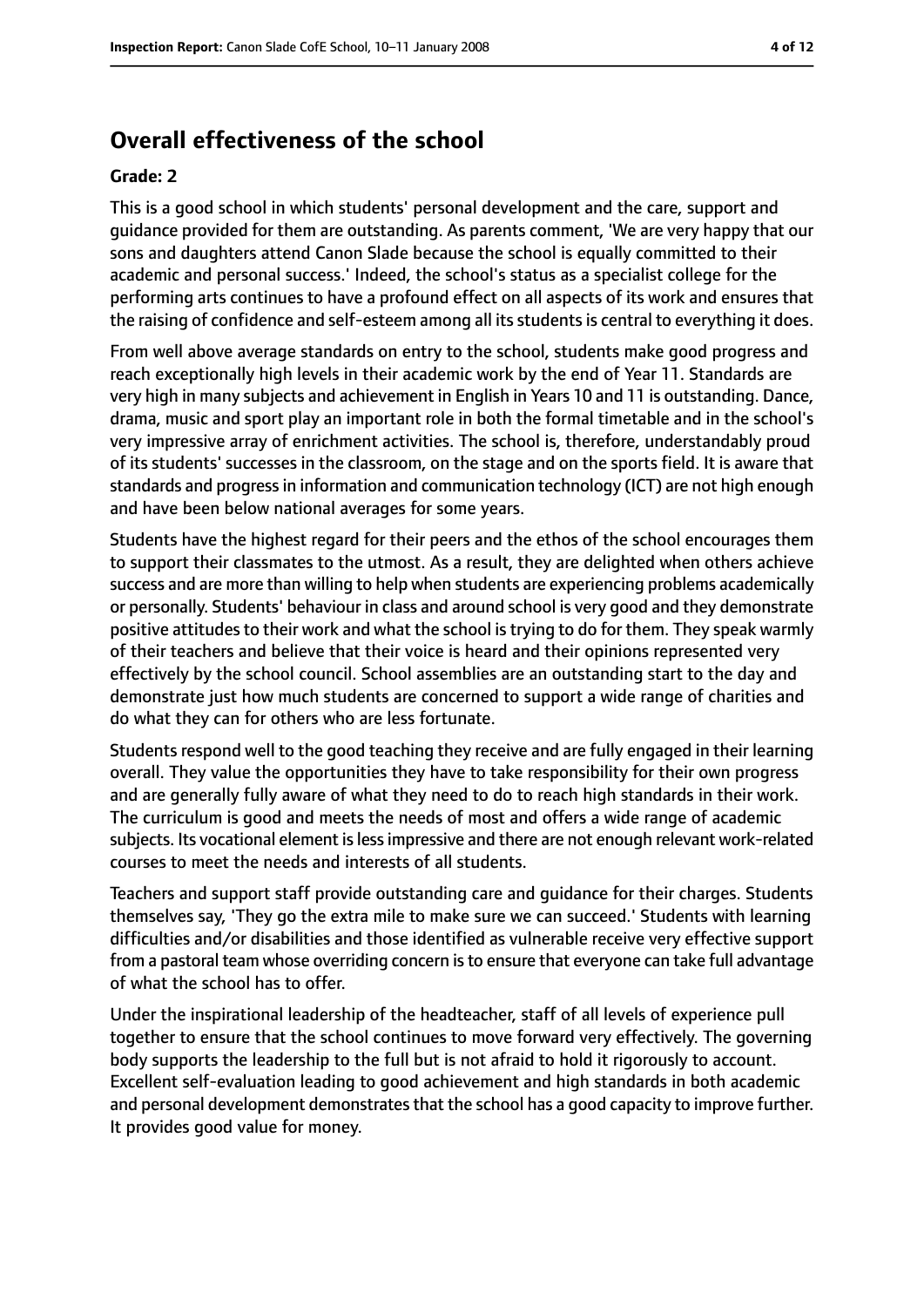## Overall effectiveness of the school

### Grade: 2

This is a good school in which students' personal development and the care, support and guidance provided for them are outstanding. As parents comment, 'We are very happy that our sons and daughters attend Canon Slade because the school is equally committed to their academic and personal success.' Indeed, the school's status as a specialist college for the performing arts continues to have a profound effect on all aspects of its work and ensures that the raising of confidence and self-esteem among all its students is central to everything it does.

From well above average standards on entry to the school, students make good progress and reach exceptionally high levels in their academic work by the end of Year 11. Standards are very high in many subjects and achievement in English in Years 10 and 11 is outstanding. Dance, drama, music and sport play an important role in both the formal timetable and in the school's very impressive array of enrichment activities. The school is, therefore, understandably proud of its students' successes in the classroom, on the stage and on the sports field. It is aware that standards and progress in information and communication technology (ICT) are not high enough and have been below national averages for some years.

Students have the highest regard for their peers and the ethos of the school encourages them to support their classmates to the utmost. As a result, they are delighted when others achieve success and are more than willing to help when students are experiencing problems academically or personally. Students' behaviour in class and around school is very good and they demonstrate positive attitudes to their work and what the school is trying to do for them. They speak warmly of their teachers and believe that their voice is heard and their opinions represented very effectively by the school council. School assemblies are an outstanding start to the day and demonstrate just how much students are concerned to support a wide range of charities and do what they can for others who are less fortunate.

Students respond well to the good teaching they receive and are fully engaged in their learning overall. They value the opportunities they have to take responsibility for their own progress and are generally fully aware of what they need to do to reach high standards in their work. The curriculum is good and meets the needs of most and offers a wide range of academic subjects. Its vocational element is less impressive and there are not enough relevant work-related courses to meet the needs and interests of all students.

Teachers and support staff provide outstanding care and guidance for their charges. Students themselves say, 'They go the extra mile to make sure we can succeed.' Students with learning difficulties and/or disabilities and those identified as vulnerable receive very effective support from a pastoral team whose overriding concern is to ensure that everyone can take full advantage of what the school has to offer.

Under the inspirational leadership of the headteacher, staff of all levels of experience pull together to ensure that the school continues to move forward very effectively. The governing body supports the leadership to the full but is not afraid to hold it rigorously to account. Excellent self-evaluation leading to good achievement and high standards in both academic and personal development demonstrates that the school has a good capacity to improve further. It provides good value for money.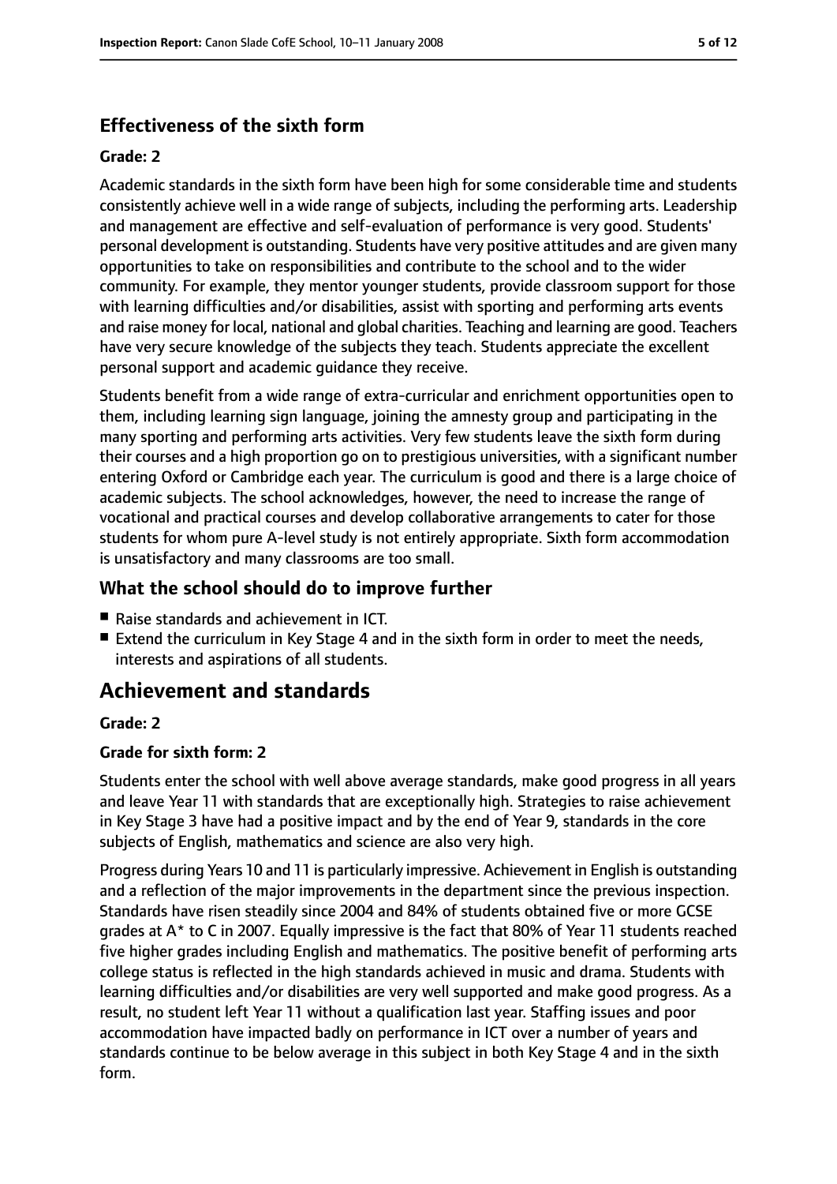### Effectiveness of the sixth form

#### Grade: 2

Academic standards in the sixth form have been high for some considerable time and students consistently achieve well in a wide range of subjects, including the performing arts. Leadership and management are effective and self-evaluation of performance is very good. Students' personal development is outstanding. Students have very positive attitudes and are given many opportunities to take on responsibilities and contribute to the school and to the wider community. For example, they mentor younger students, provide classroom support for those with learning difficulties and/or disabilities, assist with sporting and performing arts events and raise money for local, national and global charities. Teaching and learning are good. Teachers have very secure knowledge of the subjects they teach. Students appreciate the excellent personal support and academic guidance they receive.

Students benefit from a wide range of extra-curricular and enrichment opportunities open to them, including learning sign language, joining the amnesty group and participating in the many sporting and performing arts activities. Very few students leave the sixth form during their courses and a high proportion go on to prestigious universities, with a significant number entering Oxford or Cambridge each year. The curriculum is good and there is a large choice of academic subjects. The school acknowledges, however, the need to increase the range of vocational and practical courses and develop collaborative arrangements to cater for those students for whom pure A-level study is not entirely appropriate. Sixth form accommodation is unsatisfactory and many classrooms are too small.

### What the school should do to improve further

- Raise standards and achievement in ICT.
- Extend the curriculum in Key Stage 4 and in the sixth form in order to meet the needs, interests and aspirations of all students.

## Achievement and standards

#### Grade: 2

#### Grade for sixth form: 2

Students enter the school with well above average standards, make good progress in all years and leave Year 11 with standards that are exceptionally high. Strategies to raise achievement in Key Stage 3 have had a positive impact and by the end of Year 9, standards in the core subjects of English, mathematics and science are also very high.

Progress during Years 10 and 11 is particularly impressive. Achievement in English is outstanding and a reflection of the major improvements in the department since the previous inspection. Standards have risen steadily since 2004 and 84% of students obtained five or more GCSE grades at A* to C in 2007. Equally impressive is the fact that 80% of Year 11 students reached five higher grades including English and mathematics. The positive benefit of performing arts college status is reflected in the high standards achieved in music and drama. Students with learning difficulties and/or disabilities are very well supported and make good progress. As a result, no student left Year 11 without a qualification last year. Staffing issues and poor accommodation have impacted badly on performance in ICT over a number of years and standards continue to be below average in this subject in both Key Stage 4 and in the sixth form.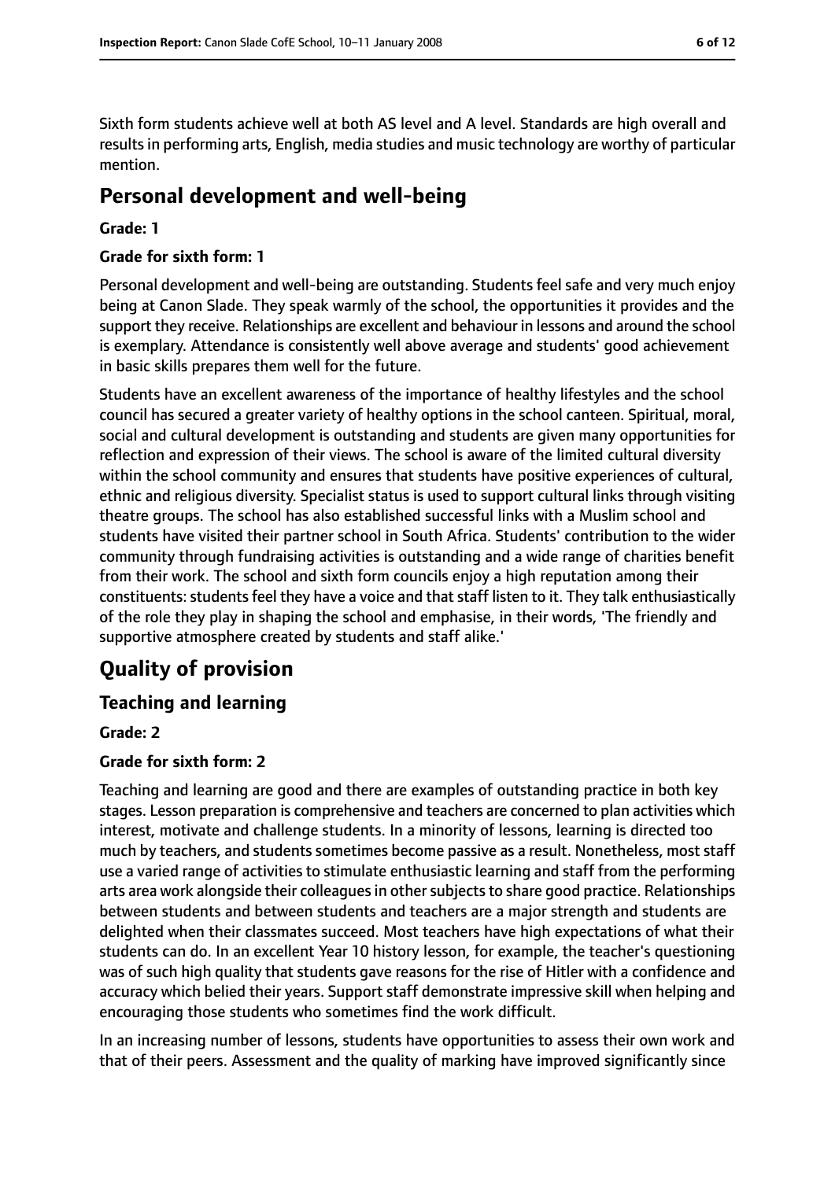Sixth form students achieve well at both AS level and A level. Standards are high overall and results in performing arts, English, media studies and music technology are worthy of particular mention.

## Personal development and well-being

**Grade: 1**

**Grade for sixth form: 1**

Personal development and well-being are outstanding. Students feel safe and very much enjoy being at Canon Slade. They speak warmly of the school, the opportunities it provides and the support they receive. Relationships are excellent and behaviour in lessons and around the school is exemplary. Attendance is consistently well above average and students' good achievement in basic skills prepares them well for the future.

Students have an excellent awareness of the importance of healthy lifestyles and the school council has secured a greater variety of healthy options in the school canteen. Spiritual, moral, social and cultural development is outstanding and students are given many opportunities for reflection and expression of their views. The school is aware of the limited cultural diversity within the school community and ensures that students have positive experiences of cultural, ethnic and religious diversity. Specialist status is used to support cultural links through visiting theatre groups. The school has also established successful links with a Muslim school and students have visited their partner school in South Africa. Students' contribution to the wider community through fundraising activities is outstanding and a wide range of charities benefit from their work. The school and sixth form councils enjoy a high reputation among their constituents: students feel they have a voice and that staff listen to it. They talk enthusiastically of the role they play in shaping the school and emphasise, in their words, 'The friendly and supportive atmosphere created by students and staff alike.'

# Quality of provision

## Teaching and learning

**Grade: 2**

**Grade for sixth form: 2**

Teaching and learning are good and there are examples of outstanding practice in both key stages. Lesson preparation is comprehensive and teachers are concerned to plan activities which interest, motivate and challenge students. In a minority of lessons, learning is directed too much by teachers, and students sometimes become passive as a result. Nonetheless, most staff use a varied range of activities to stimulate enthusiastic learning and staff from the performing arts area work alongside their colleagues in other subjects to share good practice. Relationships between students and between students and teachers are a major strength and students are delighted when their classmates succeed. Most teachers have high expectations of what their students can do. In an excellent Year 10 history lesson, for example, the teacher's questioning was of such high quality that students gave reasons for the rise of Hitler with a confidence and accuracy which belied their years. Support staff demonstrate impressive skill when helping and encouraging those students who sometimes find the work difficult.

In an increasing number of lessons, students have opportunities to assess their own work and that of their peers. Assessment and the quality of marking have improved significantly since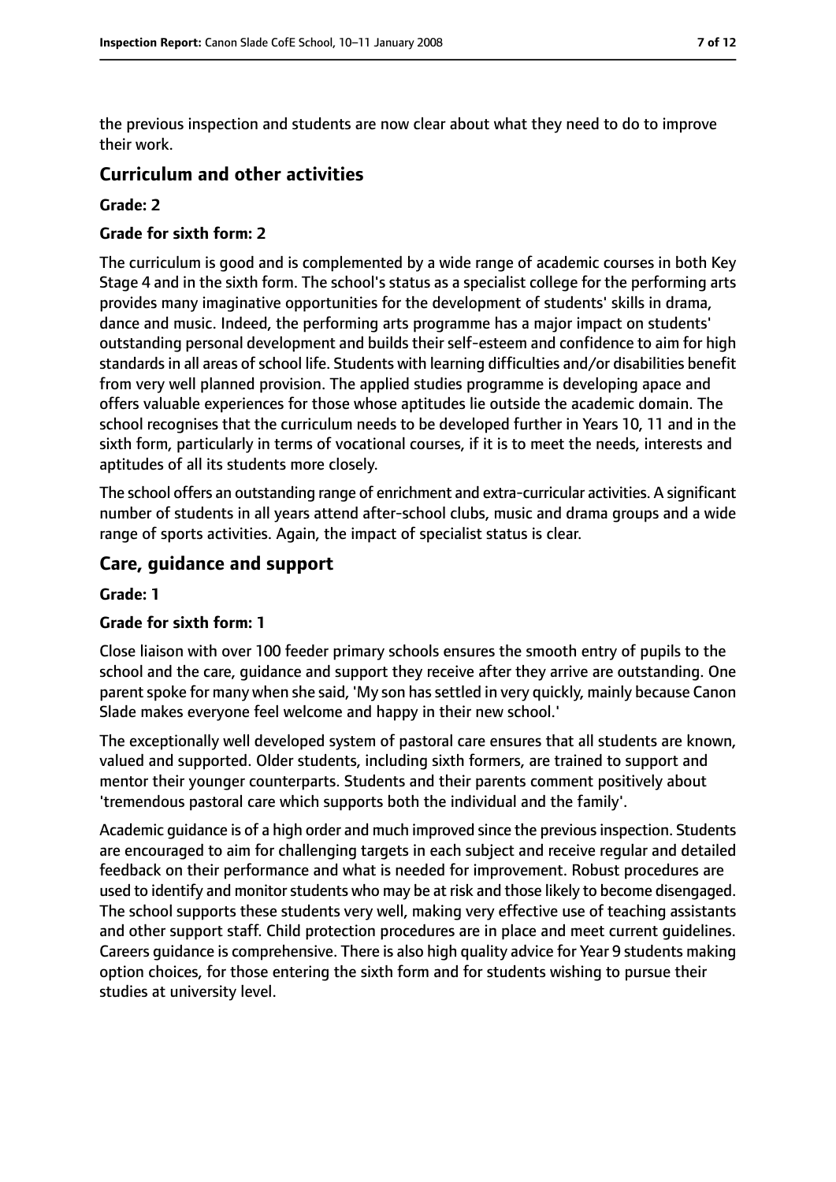the previous inspection and students are now clear about what they need to do to improve their work.

## Curriculum and other activities

**Grade: 2**

**Grade for sixth form: 2**

The curriculum is good and is complemented by a wide range of academic courses in both Key Stage 4 and in the sixth form. The school's status as a specialist college for the performing arts provides many imaginative opportunities for the development of students' skills in drama, dance and music. Indeed, the performing arts programme has a major impact on students' outstanding personal development and builds their self-esteem and confidence to aim for high standards in all areas of school life. Students with learning difficulties and/or disabilities benefit from very well planned provision. The applied studies programme is developing apace and offers valuable experiences for those whose aptitudes lie outside the academic domain. The school recognises that the curriculum needs to be developed further in Years 10, 11 and in the sixth form, particularly in terms of vocational courses, if it is to meet the needs, interests and aptitudes of all its students more closely.

The school offers an outstanding range of enrichment and extra-curricular activities. A significant number of students in all years attend after-school clubs, music and drama groups and a wide range of sports activities. Again, the impact of specialist status is clear.

## Care, guidance and support

**Grade: 1**

**Grade for sixth form: 1**

Close liaison with over 100 feeder primary schools ensures the smooth entry of pupils to the school and the care, guidance and support they receive after they arrive are outstanding. One parent spoke for many when she said, 'My son has settled in very quickly, mainly because Canon Slade makes everyone feel welcome and happy in their new school.'

The exceptionally well developed system of pastoral care ensures that all students are known, valued and supported. Older students, including sixth formers, are trained to support and mentor their younger counterparts. Students and their parents comment positively about 'tremendous pastoral care which supports both the individual and the family'.

Academic guidance is of a high order and much improved since the previous inspection. Students are encouraged to aim for challenging targets in each subject and receive regular and detailed feedback on their performance and what is needed for improvement. Robust procedures are used to identify and monitor students who may be at risk and those likely to become disengaged. The school supports these students very well, making very effective use of teaching assistants and other support staff. Child protection procedures are in place and meet current guidelines. Careers guidance is comprehensive. There is also high quality advice for Year 9 students making option choices, for those entering the sixth form and for students wishing to pursue their studies at university level.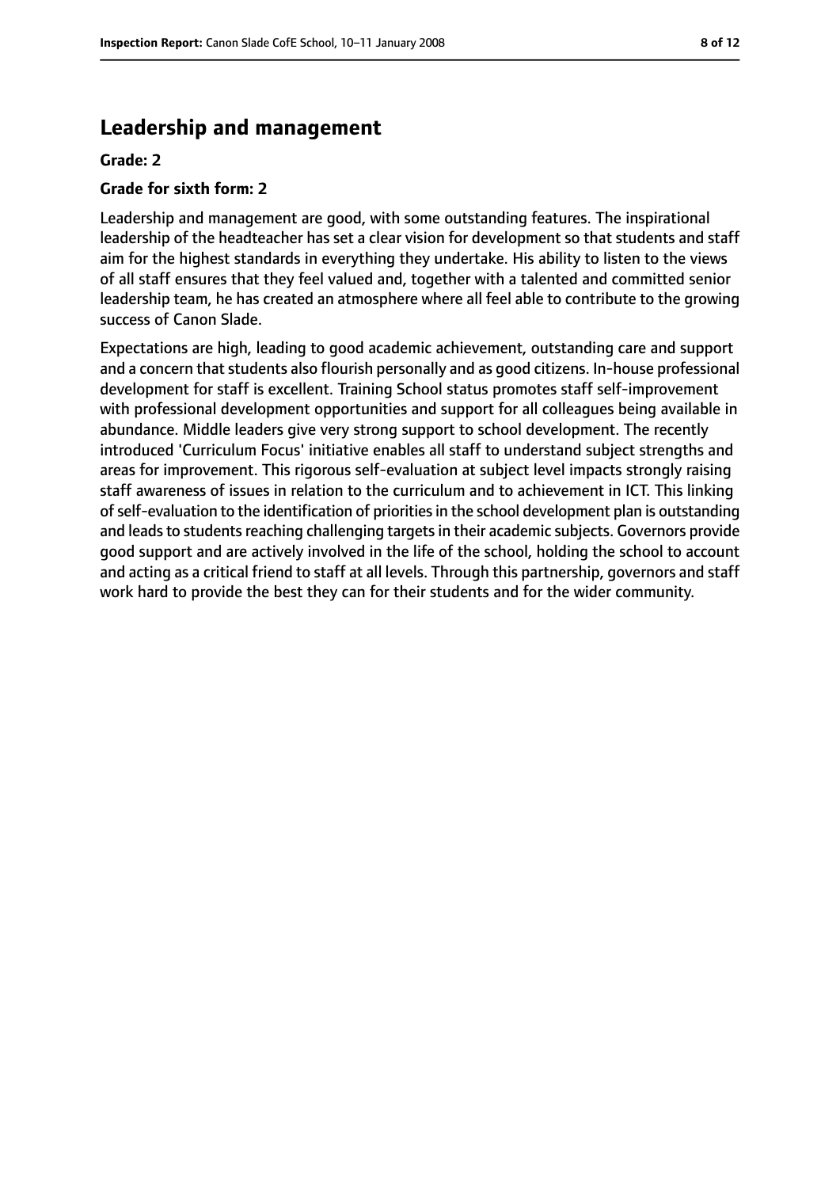## Leadership and management

**Grade: 2**

**Grade for sixth form: 2**

Leadership and management are good, with some outstanding features. The inspirational leadership of the headteacher has set a clear vision for development so that students and staff aim for the highest standards in everything they undertake. His ability to listen to the views of all staff ensures that they feel valued and, together with a talented and committed senior leadership team, he has created an atmosphere where all feel able to contribute to the growing success of Canon Slade.

Expectations are high, leading to good academic achievement, outstanding care and support and a concern that students also flourish personally and as good citizens. In-house professional development for staff is excellent. Training School status promotes staff self-improvement with professional development opportunities and support for all colleagues being available in abundance. Middle leaders give very strong support to school development. The recently introduced 'Curriculum Focus' initiative enables all staff to understand subject strengths and areas for improvement. This rigorous self-evaluation at subject level impacts strongly raising staff awareness of issues in relation to the curriculum and to achievement in ICT. This linking of self-evaluation to the identification of priorities in the school development plan is outstanding and leads to students reaching challenging targets in their academic subjects. Governors provide good support and are actively involved in the life of the school, holding the school to account and acting as a critical friend to staff at all levels. Through this partnership, governors and staff work hard to provide the best they can for their students and for the wider community.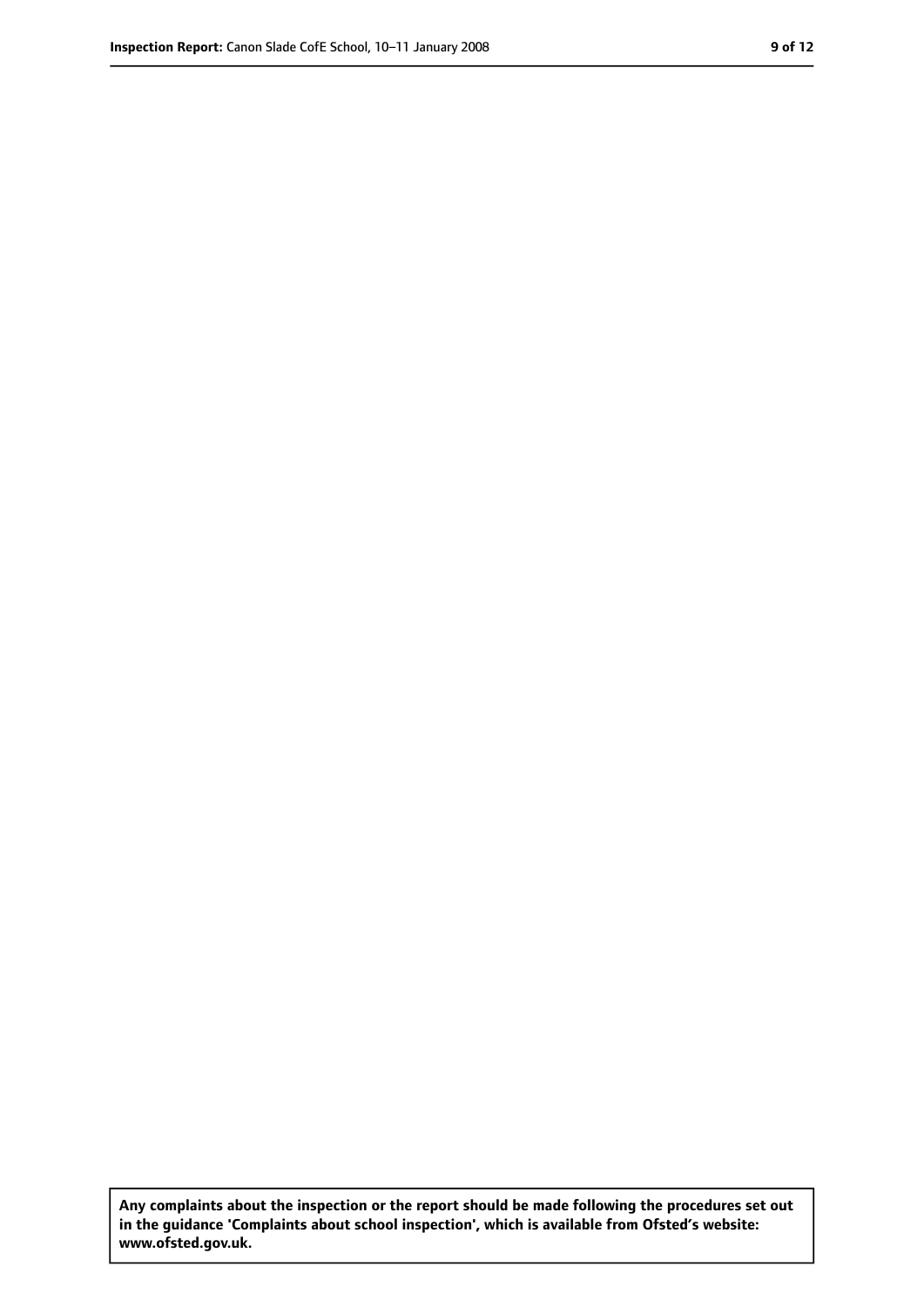**Any complaints about the inspection or the report should be made following the procedures set out in the guidance 'Complaints about school inspection', which is available from Ofsted's website: www.ofsted.gov.uk.**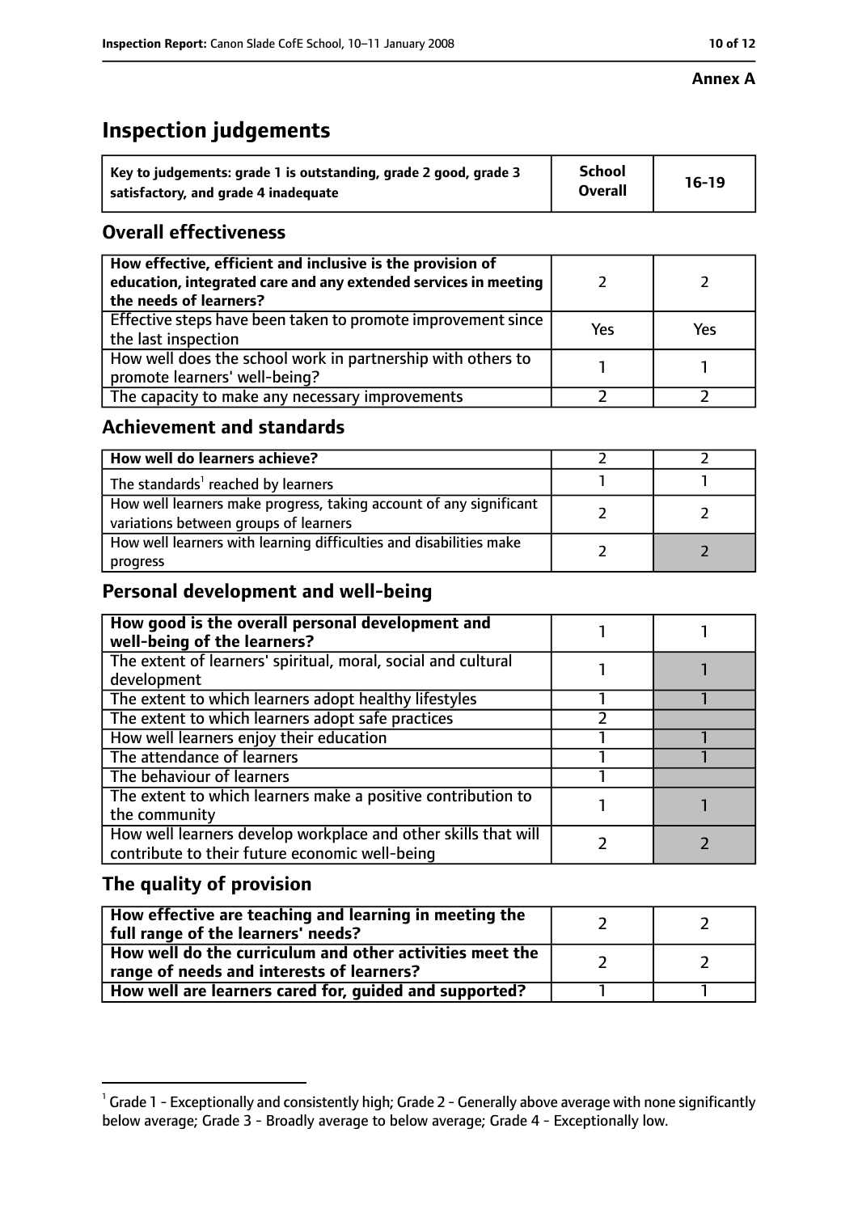**Annex A**

# Inspection judgements

| Key to judgements: grade 1 is outstanding, grade 2 good, grade 3 satisfactory, and grade 4 inadequate | School Overall | 16-19 |
|---|---|---|

## Overall effectiveness

| | | |
|---|---|---|
| **How effective, efficient and inclusive is the provision of education, integrated care and any extended services in meeting the needs of learners?** | 2 | 2 |
| Effective steps have been taken to promote improvement since the last inspection | Yes | Yes |
| How well does the school work in partnership with others to promote learners' well-being? | 1 | 1 |
| The capacity to make any necessary improvements | 2 | 2 |

## Achievement and standards

| | | |
|---|---|---|
| **How well do learners achieve?** | 2 | 2 |
| The standards[1] reached by learners | 1 | 1 |
| How well learners make progress, taking account of any significant variations between groups of learners | 2 | 2 |
| How well learners with learning difficulties and disabilities make progress | 2 | 2 |

## Personal development and well-being

| | | |
|---|---|---|
| **How good is the overall personal development and well-being of the learners?** | 1 | 1 |
| The extent of learners' spiritual, moral, social and cultural development | 1 | 1 |
| The extent to which learners adopt healthy lifestyles | 1 | 1 |
| The extent to which learners adopt safe practices | 2 | |
| How well learners enjoy their education | 1 | 1 |
| The attendance of learners | 1 | 1 |
| The behaviour of learners | 1 | |
| The extent to which learners make a positive contribution to the community | 1 | 1 |
| How well learners develop workplace and other skills that will contribute to their future economic well-being | 2 | 2 |

## The quality of provision

| | | |
|---|---|---|
| **How effective are teaching and learning in meeting the full range of the learners' needs?** | 2 | 2 |
| **How well do the curriculum and other activities meet the range of needs and interests of learners?** | 2 | 2 |
| **How well are learners cared for, guided and supported?** | 1 | 1 |

[1] Grade 1 - Exceptionally and consistently high; Grade 2 - Generally above average with none significantly below average; Grade 3 - Broadly average to below average; Grade 4 - Exceptionally low.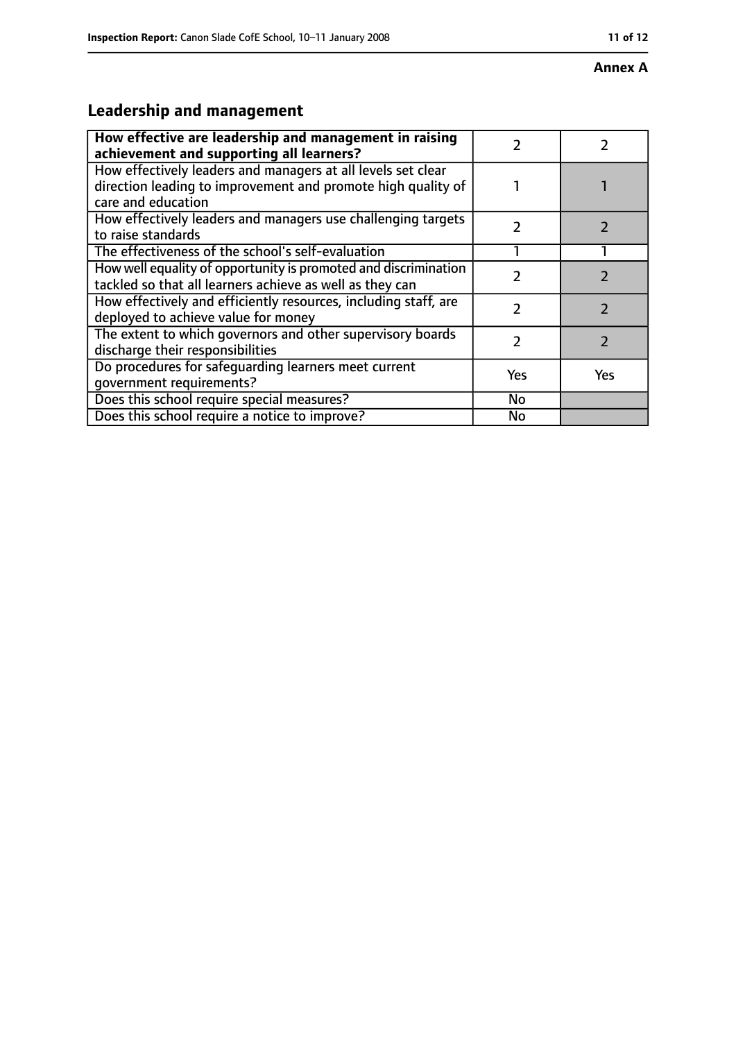**Annex A**

## Leadership and management

| How effective are leadership and management in raising achievement and supporting all learners? | 2 | 2 |
|---|---|---|
| How effectively leaders and managers at all levels set clear direction leading to improvement and promote high quality of care and education | 1 | 1 |
| How effectively leaders and managers use challenging targets to raise standards | 2 | 2 |
| The effectiveness of the school's self-evaluation | 1 | 1 |
| How well equality of opportunity is promoted and discrimination tackled so that all learners achieve as well as they can | 2 | 2 |
| How effectively and efficiently resources, including staff, are deployed to achieve value for money | 2 | 2 |
| The extent to which governors and other supervisory boards discharge their responsibilities | 2 | 2 |
| Do procedures for safeguarding learners meet current government requirements? | Yes | Yes |
| Does this school require special measures? | No | |
| Does this school require a notice to improve? | No | |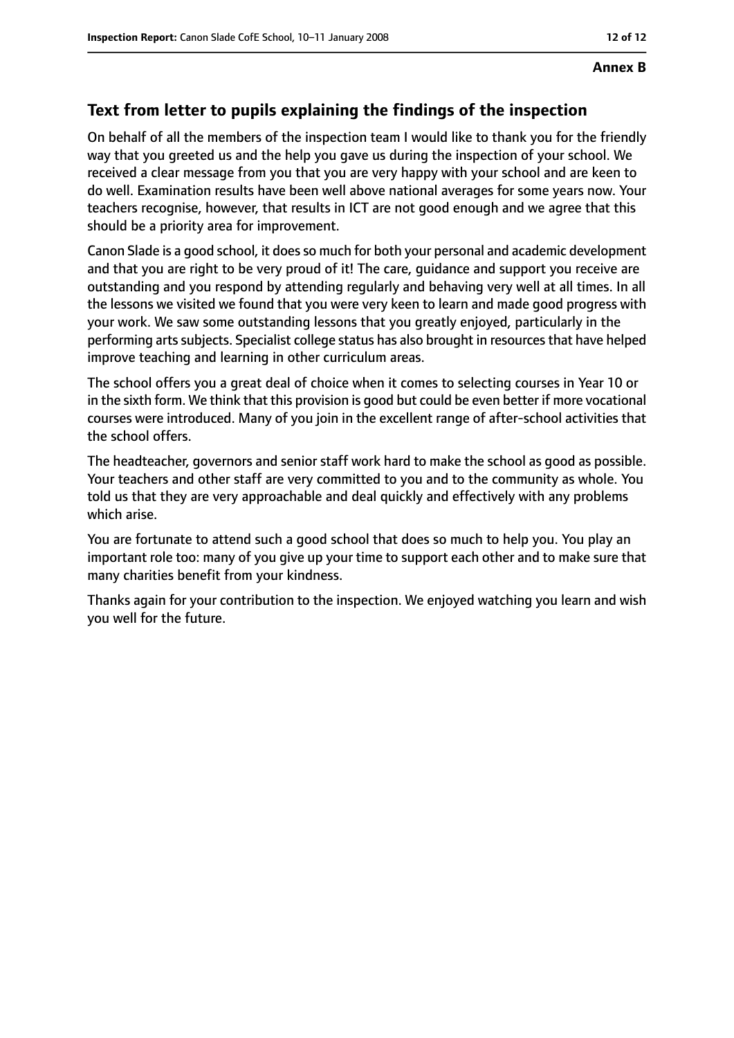**Annex B**

## Text from letter to pupils explaining the findings of the inspection

On behalf of all the members of the inspection team I would like to thank you for the friendly way that you greeted us and the help you gave us during the inspection of your school. We received a clear message from you that you are very happy with your school and are keen to do well. Examination results have been well above national averages for some years now. Your teachers recognise, however, that results in ICT are not good enough and we agree that this should be a priority area for improvement.

Canon Slade is a good school, it does so much for both your personal and academic development and that you are right to be very proud of it! The care, guidance and support you receive are outstanding and you respond by attending regularly and behaving very well at all times. In all the lessons we visited we found that you were very keen to learn and made good progress with your work. We saw some outstanding lessons that you greatly enjoyed, particularly in the performing arts subjects. Specialist college status has also brought in resources that have helped improve teaching and learning in other curriculum areas.

The school offers you a great deal of choice when it comes to selecting courses in Year 10 or in the sixth form. We think that this provision is good but could be even better if more vocational courses were introduced. Many of you join in the excellent range of after-school activities that the school offers.

The headteacher, governors and senior staff work hard to make the school as good as possible. Your teachers and other staff are very committed to you and to the community as whole. You told us that they are very approachable and deal quickly and effectively with any problems which arise.

You are fortunate to attend such a good school that does so much to help you. You play an important role too: many of you give up your time to support each other and to make sure that many charities benefit from your kindness.

Thanks again for your contribution to the inspection. We enjoyed watching you learn and wish you well for the future.